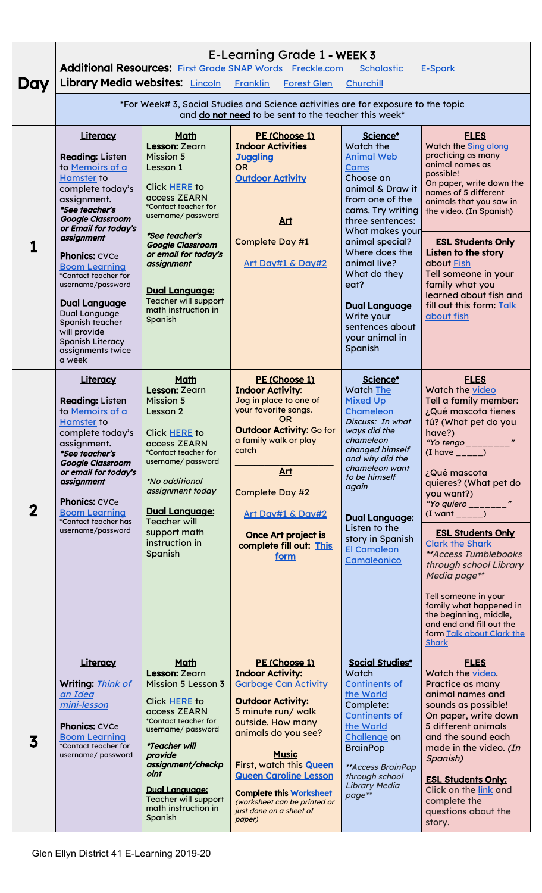# E-Learning Grade 1 - WEEK 3

**Additional Resources:** First Grade SNAP Words Freckle.com Scholastic E-Spark

**Library Media websites:** Lincoln Franklin Forest Glen Churchill

*For Week# 3, Social Studies and Science activities are for exposure to the topic and **do not need** to be sent to the teacher this week*

| Day | Literacy | Math | PE (Choose 1) | Science* / Social Studies* | FLES |
|---|---|---|---|---|---|
| **1** | **Literacy**<br><br>**Reading**: Listen to Memoirs of a Hamster to complete today's assignment. ***See teacher's Google Classroom or Email for today's assignment***<br><br>**Phonics:** CVCe Boom Learning *Contact teacher for username/password<br><br>**Dual Language** Dual Language Spanish teacher will provide Spanish Literacy assignments twice a week | **Math**<br>**Lesson:** Zearn Mission 5 Lesson 1<br><br>Click HERE to access ZEARN *Contact teacher for username/ password<br><br>***See teacher's Google Classroom or email for today's assignment***<br><br>**Dual Language:** Teacher will support math instruction in Spanish | **PE (Choose 1)**<br>**Indoor Activities**<br>**Juggling**<br>OR<br>**Outdoor Activity**<br><br>**Art**<br>Complete Day #1<br><br>Art Day#1 & Day#2 | **Science***<br>Watch the Animal Web Cams<br>Choose an animal & Draw it from one of the cams. Try writing three sentences: What makes your animal special? Where does the animal live? What do they eat?<br><br>**Dual Language** Write your sentences about your animal in Spanish | **FLES**<br>Watch the Sing along practicing as many animal names as possible!<br>On paper, write down the names of 5 different animals that you saw in the video. (In Spanish)<br><br>**ESL Students Only**<br>**Listen to the story** about Fish<br>Tell someone in your family what you learned about fish and fill out this form: Talk about fish |
| **2** | **Literacy**<br><br>**Reading:** Listen to Memoirs of a Hamster to complete today's assignment. ***See teacher's Google Classroom or email for today's assignment***<br><br>**Phonics:** CVCe Boom Learning *Contact teacher has username/password | **Math**<br>**Lesson:** Zearn Mission 5 Lesson 2<br><br>Click HERE to access ZEARN *Contact teacher for username/ password<br><br>**No additional assignment today*<br><br>**Dual Language:** Teacher will support math instruction in Spanish | **PE (Choose 1)**<br>**Indoor Activity**:<br>Jog in place to one of your favorite songs.<br>OR<br>**Outdoor Activity**: Go for a family walk or play catch<br><br>**Art**<br>Complete Day #2<br><br>Art Day#1 & Day#2<br><br>**Once Art project is complete fill out: This form** | **Science***<br>Watch The Mixed Up Chameleon<br>*Discuss: In what ways did the chameleon changed himself and why did the chameleon want to be himself again*<br><br>**Dual Language:** Listen to the story in Spanish El Camaleon Camaleonico | **FLES**<br>Watch the video<br>Tell a family member:<br>¿Qué mascota tienes tú? (What pet do you have?)<br>*"Yo tengo ________"*<br>(I have _____)<br><br>¿Qué mascota quieres? (What pet do you want?)<br>*"Yo quiero _______"*<br>(I want _____)<br><br>**ESL Students Only**<br>Clark the Shark<br>***Access Tumblebooks through school Library Media page***<br><br>Tell someone in your family what happened in the beginning, middle, and end and fill out the form Talk about Clark the Shark |
| **3** | **Literacy**<br><br>**Writing:** *Think of an Idea mini-lesson*<br><br>**Phonics:** CVCe Boom Learning *Contact teacher for username/ password | **Math**<br>**Lesson:** Zearn Mission 5 Lesson 3<br><br>Click HERE to access ZEARN *Contact teacher for username/ password<br><br>***Teacher will provide assignment/checkpoint***<br><br>**Dual Language:** Teacher will support math instruction in Spanish | **PE (Choose 1)**<br>**Indoor Activity:**<br>Garbage Can Activity<br><br>**Outdoor Activity:**<br>5 minute run/ walk outside. How many animals do you see?<br><br>**Music**<br>First, watch this **Queen Queen Caroline Lesson**<br><br>**Complete this Worksheet** *(worksheet can be printed or just done on a sheet of paper)* | **Social Studies***<br>Watch Continents of the World<br>Complete: Continents of the World Challenge on BrainPop<br><br>***Access BrainPop through school Library Media page*** | **FLES**<br>Watch the video.<br>Practice as many animal names and sounds as possible!<br>On paper, write down 5 different animals and the sound each made in the video. *(In Spanish)*<br><br>**ESL Students Only:**<br>Click on the link and complete the questions about the story. |

Glen Ellyn District 41 E-Learning 2019-20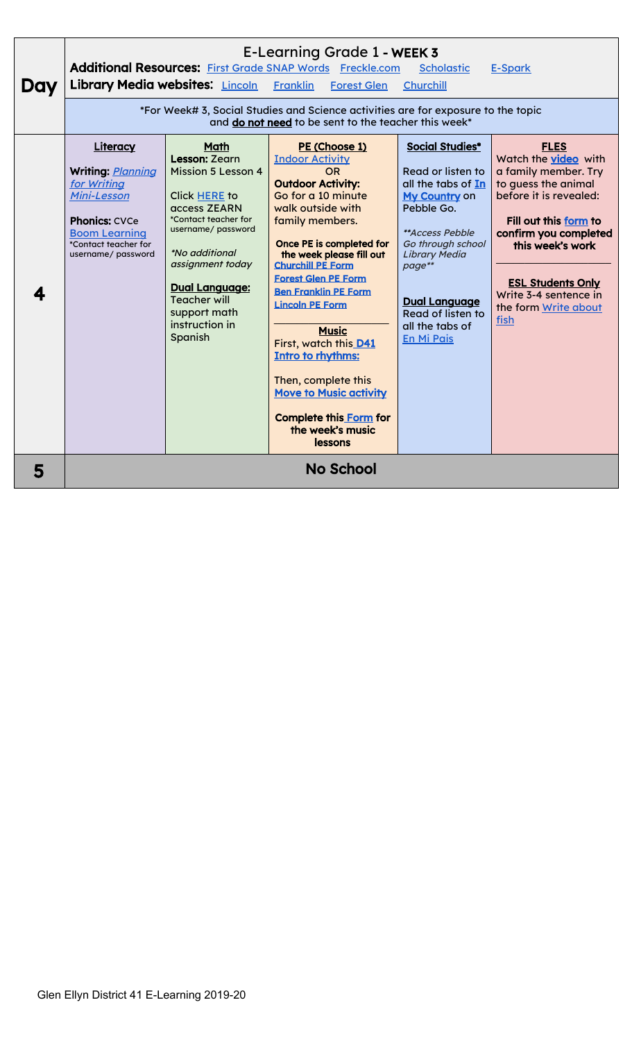| Day | E-Learning Grade 1 - **WEEK 3**<br>**Additional Resources:** First Grade SNAP Words Freckle.com Scholastic E-Spark<br>**Library Media websites:** Lincoln Franklin Forest Glen Churchill<br><br>*For Week# 3, Social Studies and Science activities are for exposure to the topic and **do not need** to be sent to the teacher this week* | | | | |
|---|---|---|---|---|---|
| **4** | **Literacy**<br><br>**Writing:** *Planning for Writing Mini-Lesson*<br><br>**Phonics:** CVCe<br>Boom Learning<br>*Contact teacher for username/ password | **Math**<br>**Lesson:** Zearn Mission 5 Lesson 4<br><br>Click HERE to access ZEARN<br>*Contact teacher for username/ password<br><br>*\*No additional assignment today*<br><br>**Dual Language:** Teacher will support math instruction in Spanish | **PE (Choose 1)**<br>Indoor Activity<br>OR<br>**Outdoor Activity:**<br>Go for a 10 minute walk outside with family members.<br><br>**Once PE is completed for the week please fill out**<br>**Churchill PE Form**<br>**Forest Glen PE Form**<br>**Ben Franklin PE Form**<br>**Lincoln PE Form**<br><br>**Music**<br>First, watch this **D41 Intro to rhythms:**<br><br>Then, complete this **Move to Music activity**<br><br>**Complete this Form for the week's music lessons** | **Social Studies***<br><br>Read or listen to all the tabs of **In My Country** on Pebble Go.<br><br>*\*\*Access Pebble Go through school Library Media page\*\**<br><br>**Dual Language**<br>Read of listen to all the tabs of En Mi Pais | **FLES**<br>Watch the **video** with a family member. Try to guess the animal before it is revealed:<br><br>**Fill out this form to confirm you completed this week's work**<br><br>**ESL Students Only**<br>Write 3-4 sentence in the form Write about fish |
| **5** | **No School** | | | | |